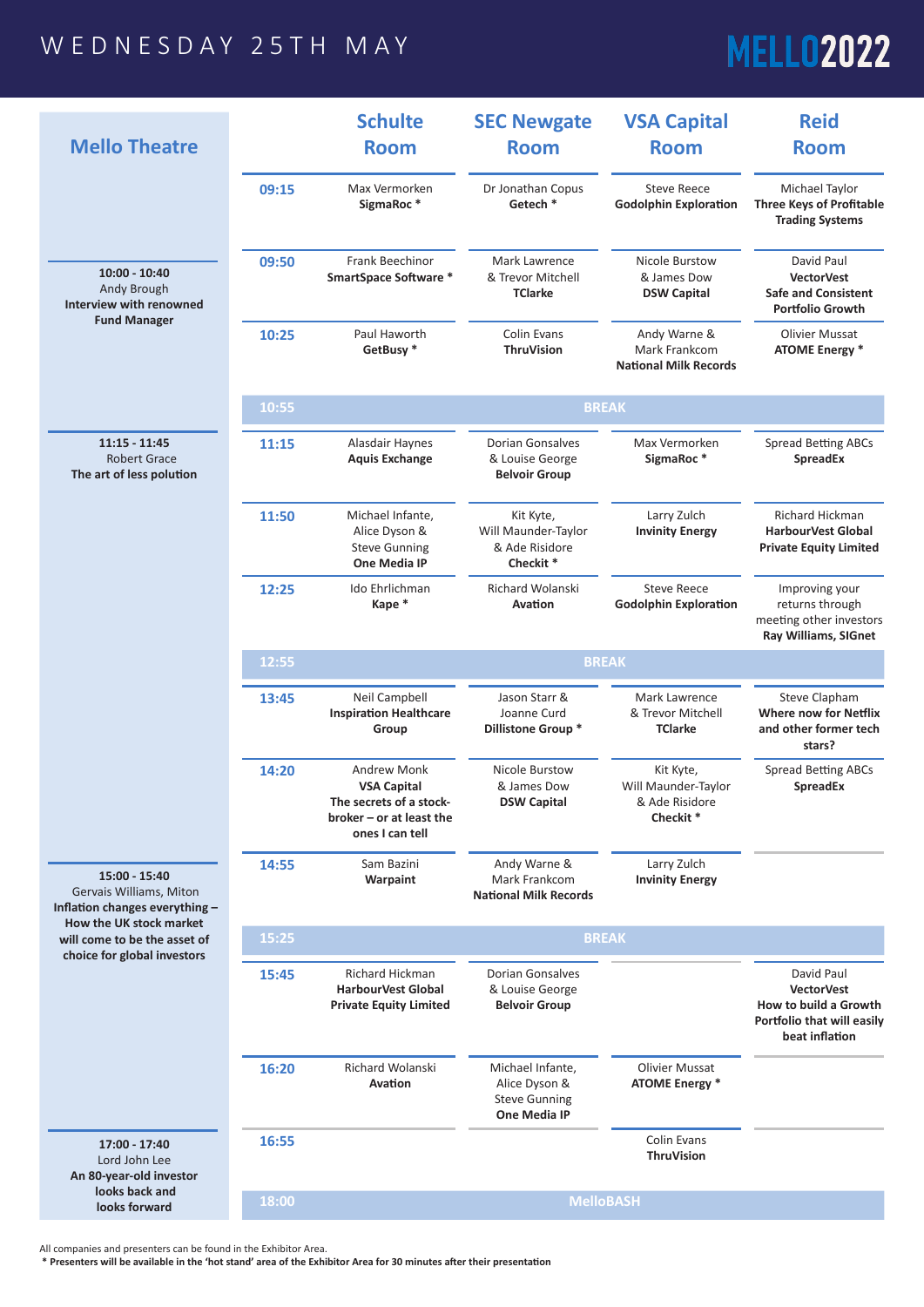# WEDNESDAY 25TH MAY

**MELLO2022**

## Mello Theatre

**10:00 - 10:40**
Andy Brough
**Interview with renowned Fund Manager**

**11:15 - 11:45**
Robert Grace
**The art of less polution**

**15:00 - 15:40**
Gervais Williams, Miton
**Inflation changes everything – How the UK stock market will come to be the asset of choice for global investors**

**17:00 - 17:40**
Lord John Lee
**An 80-year-old investor looks back and looks forward**

| | Schulte Room | SEC Newgate Room | VSA Capital Room | Reid Room |
|---|---|---|---|---|
| **09:15** | Max Vermorken **SigmaRoc *** | Dr Jonathan Copus **Getech *** | Steve Reece **Godolphin Exploration** | Michael Taylor **Three Keys of Profitable Trading Systems** |
| **09:50** | Frank Beechinor **SmartSpace Software *** | Mark Lawrence & Trevor Mitchell **TClarke** | Nicole Burstow & James Dow **DSW Capital** | David Paul **VectorVest Safe and Consistent Portfolio Growth** |
| **10:25** | Paul Haworth **GetBusy *** | Colin Evans **ThruVision** | Andy Warne & Mark Frankcom **National Milk Records** | Olivier Mussat **ATOME Energy *** |
| **10:55** | **BREAK** | | | |
| **11:15** | Alasdair Haynes **Aquis Exchange** | Dorian Gonsalves & Louise George **Belvoir Group** | Max Vermorken **SigmaRoc *** | Spread Betting ABCs **SpreadEx** |
| **11:50** | Michael Infante, Alice Dyson & Steve Gunning **One Media IP** | Kit Kyte, Will Maunder-Taylor & Ade Risidore **Checkit *** | Larry Zulch **Invinity Energy** | Richard Hickman **HarbourVest Global Private Equity Limited** |
| **12:25** | Ido Ehrlichman **Kape *** | Richard Wolanski **Avation** | Steve Reece **Godolphin Exploration** | Improving your returns through meeting other investors **Ray Williams, SIGnet** |
| **12:55** | **BREAK** | | | |
| **13:45** | Neil Campbell **Inspiration Healthcare Group** | Jason Starr & Joanne Curd **Dillistone Group *** | Mark Lawrence & Trevor Mitchell **TClarke** | Steve Clapham **Where now for Netflix and other former tech stars?** |
| **14:20** | Andrew Monk **VSA Capital The secrets of a stock-broker – or at least the ones I can tell** | Nicole Burstow & James Dow **DSW Capital** | Kit Kyte, Will Maunder-Taylor & Ade Risidore **Checkit *** | Spread Betting ABCs **SpreadEx** |
| **14:55** | Sam Bazini **Warpaint** | Andy Warne & Mark Frankcom **National Milk Records** | Larry Zulch **Invinity Energy** | |
| **15:25** | **BREAK** | | | |
| **15:45** | Richard Hickman **HarbourVest Global Private Equity Limited** | Dorian Gonsalves & Louise George **Belvoir Group** | | David Paul **VectorVest How to build a Growth Portfolio that will easily beat inflation** |
| **16:20** | Richard Wolanski **Avation** | Michael Infante, Alice Dyson & Steve Gunning **One Media IP** | Olivier Mussat **ATOME Energy *** | |
| **16:55** | | | Colin Evans **ThruVision** | |
| **18:00** | **MelloBASH** | | | |

All companies and presenters can be found in the Exhibitor Area.
**\* Presenters will be available in the 'hot stand' area of the Exhibitor Area for 30 minutes after their presentation**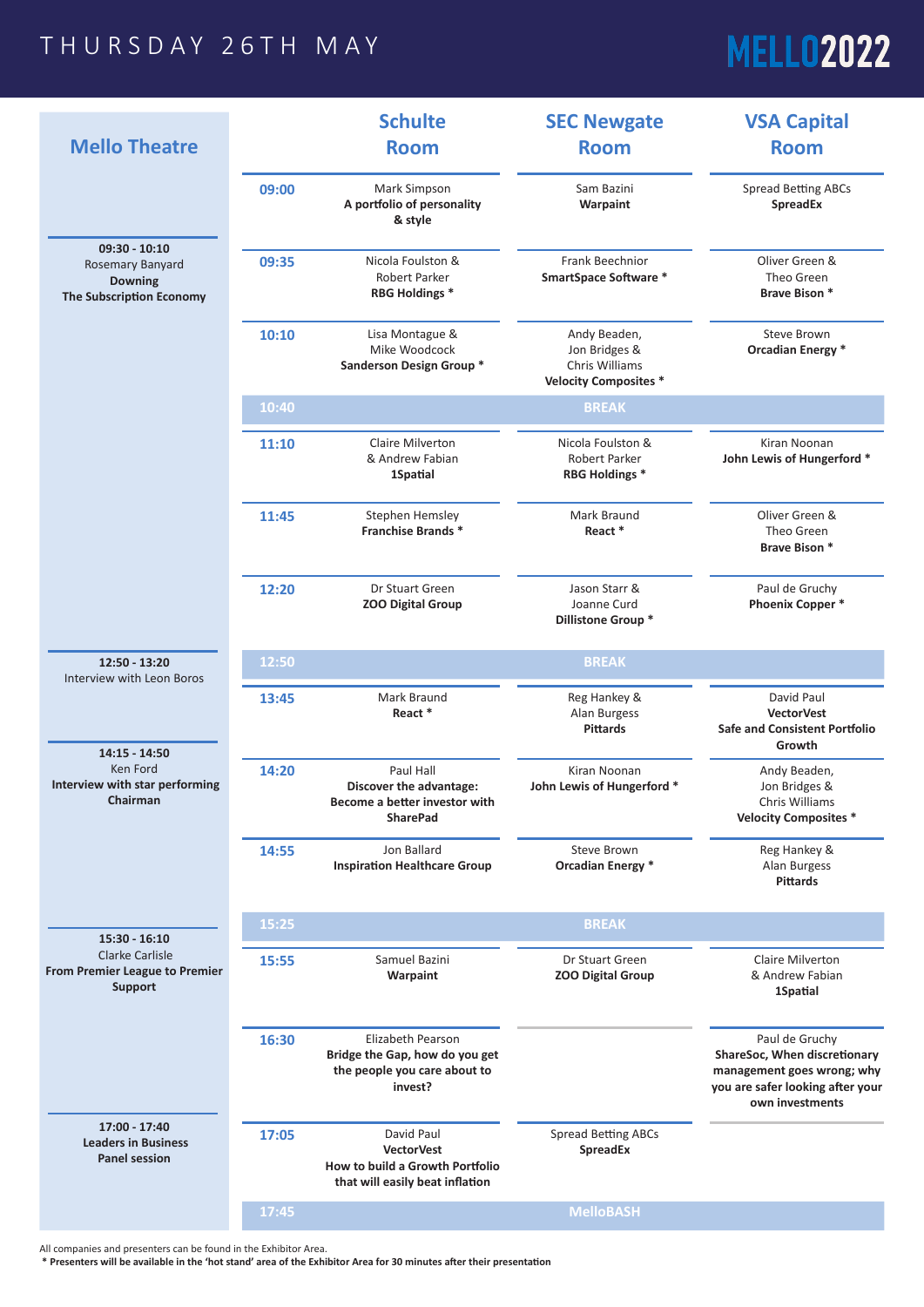# THURSDAY 26TH MAY

MELLO2022

## Mello Theatre

**09:30 - 10:10**
Rosemary Banyard
**Downing**
**The Subscription Economy**

**12:50 - 13:20**
Interview with Leon Boros

**14:15 - 14:50**
Ken Ford
**Interview with star performing Chairman**

**15:30 - 16:10**
Clarke Carlisle
**From Premier League to Premier Support**

**17:00 - 17:40**
**Leaders in Business Panel session**

| | Schulte Room | SEC Newgate Room | VSA Capital Room |
|---|---|---|---|
| 09:00 | Mark Simpson **A portfolio of personality & style** | Sam Bazini **Warpaint** | Spread Betting ABCs **SpreadEx** |
| 09:35 | Nicola Foulston & Robert Parker **RBG Holdings *** | Frank Beechnior **SmartSpace Software *** | Oliver Green & Theo Green **Brave Bison *** |
| 10:10 | Lisa Montague & Mike Woodcock **Sanderson Design Group *** | Andy Beaden, Jon Bridges & Chris Williams **Velocity Composites *** | Steve Brown **Orcadian Energy *** |
| 10:40 | BREAK | | |
| 11:10 | Claire Milverton & Andrew Fabian **1Spatial** | Nicola Foulston & Robert Parker **RBG Holdings *** | Kiran Noonan **John Lewis of Hungerford *** |
| 11:45 | Stephen Hemsley **Franchise Brands *** | Mark Braund **React *** | Oliver Green & Theo Green **Brave Bison *** |
| 12:20 | Dr Stuart Green **ZOO Digital Group** | Jason Starr & Joanne Curd **Dillistone Group *** | Paul de Gruchy **Phoenix Copper *** |
| 12:50 | BREAK | | |
| 13:45 | Mark Braund **React *** | Reg Hankey & Alan Burgess **Pittards** | David Paul **VectorVest** **Safe and Consistent Portfolio Growth** |
| 14:20 | Paul Hall **Discover the advantage: Become a better investor with SharePad** | Kiran Noonan **John Lewis of Hungerford *** | Andy Beaden, Jon Bridges & Chris Williams **Velocity Composites *** |
| 14:55 | Jon Ballard **Inspiration Healthcare Group** | Steve Brown **Orcadian Energy *** | Reg Hankey & Alan Burgess **Pittards** |
| 15:25 | BREAK | | |
| 15:55 | Samuel Bazini **Warpaint** | Dr Stuart Green **ZOO Digital Group** | Claire Milverton & Andrew Fabian **1Spatial** |
| 16:30 | Elizabeth Pearson **Bridge the Gap, how do you get the people you care about to invest?** | | Paul de Gruchy **ShareSoc, When discretionary management goes wrong; why you are safer looking after your own investments** |
| 17:05 | David Paul **VectorVest** **How to build a Growth Portfolio that will easily beat inflation** | Spread Betting ABCs **SpreadEx** | |
| 17:45 | MelloBASH | | |

All companies and presenters can be found in the Exhibitor Area.

**\* Presenters will be available in the 'hot stand' area of the Exhibitor Area for 30 minutes after their presentation**